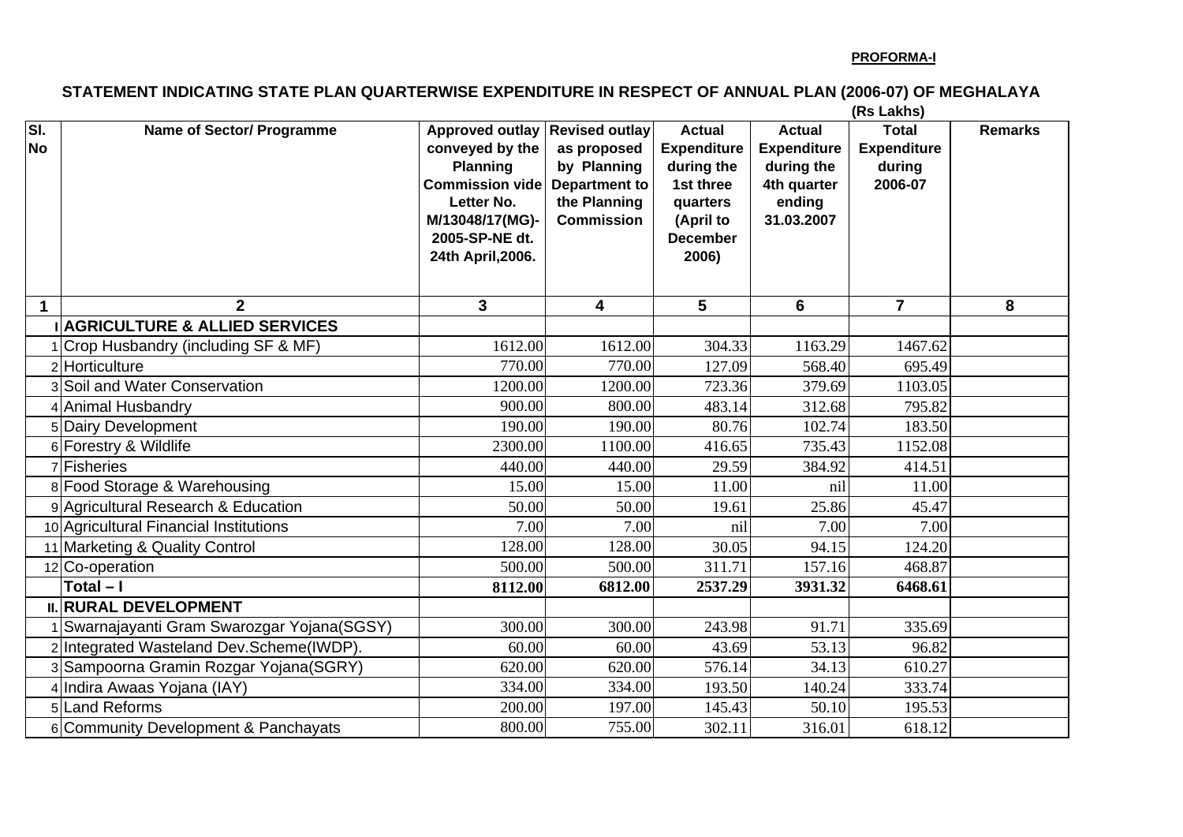**PROFORMA-I**

## STATEMENT INDICATING STATE PLAN QUARTERWISE EXPENDITURE IN RESPECT OF ANNUAL PLAN (2006-07) OF MEGHALAYA

(Rs Lakhs)

| Sl. No | Name of Sector/ Programme | Approved outlay conveyed by the Planning Commission vide Letter No. M/13048/17(MG)-2005-SP-NE dt. 24th April,2006. | Revised outlay as proposed by Planning Department to the Planning Commission | Actual Expenditure during the 1st three quarters (April to December 2006) | Actual Expenditure during the 4th quarter ending 31.03.2007 | Total Expenditure during 2006-07 | Remarks |
|---|---|---|---|---|---|---|---|
| 1 | 2 | 3 | 4 | 5 | 6 | 7 | 8 |
| I | **AGRICULTURE & ALLIED SERVICES** | | | | | | |
| 1 | Crop Husbandry (including SF & MF) | 1612.00 | 1612.00 | 304.33 | 1163.29 | 1467.62 | |
| 2 | Horticulture | 770.00 | 770.00 | 127.09 | 568.40 | 695.49 | |
| 3 | Soil and Water Conservation | 1200.00 | 1200.00 | 723.36 | 379.69 | 1103.05 | |
| 4 | Animal Husbandry | 900.00 | 800.00 | 483.14 | 312.68 | 795.82 | |
| 5 | Dairy Development | 190.00 | 190.00 | 80.76 | 102.74 | 183.50 | |
| 6 | Forestry & Wildlife | 2300.00 | 1100.00 | 416.65 | 735.43 | 1152.08 | |
| 7 | Fisheries | 440.00 | 440.00 | 29.59 | 384.92 | 414.51 | |
| 8 | Food Storage & Warehousing | 15.00 | 15.00 | 11.00 | nil | 11.00 | |
| 9 | Agricultural Research & Education | 50.00 | 50.00 | 19.61 | 25.86 | 45.47 | |
| 10 | Agricultural Financial Institutions | 7.00 | 7.00 | nil | 7.00 | 7.00 | |
| 11 | Marketing & Quality Control | 128.00 | 128.00 | 30.05 | 94.15 | 124.20 | |
| 12 | Co-operation | 500.00 | 500.00 | 311.71 | 157.16 | 468.87 | |
| | **Total – I** | **8112.00** | **6812.00** | **2537.29** | **3931.32** | **6468.61** | |
| II. | **RURAL DEVELOPMENT** | | | | | | |
| 1 | Swarnajayanti Gram Swarozgar Yojana(SGSY) | 300.00 | 300.00 | 243.98 | 91.71 | 335.69 | |
| 2 | Integrated Wasteland Dev.Scheme(IWDP). | 60.00 | 60.00 | 43.69 | 53.13 | 96.82 | |
| 3 | Sampoorna Gramin Rozgar Yojana(SGRY) | 620.00 | 620.00 | 576.14 | 34.13 | 610.27 | |
| 4 | Indira Awaas Yojana (IAY) | 334.00 | 334.00 | 193.50 | 140.24 | 333.74 | |
| 5 | Land Reforms | 200.00 | 197.00 | 145.43 | 50.10 | 195.53 | |
| 6 | Community Development & Panchayats | 800.00 | 755.00 | 302.11 | 316.01 | 618.12 | |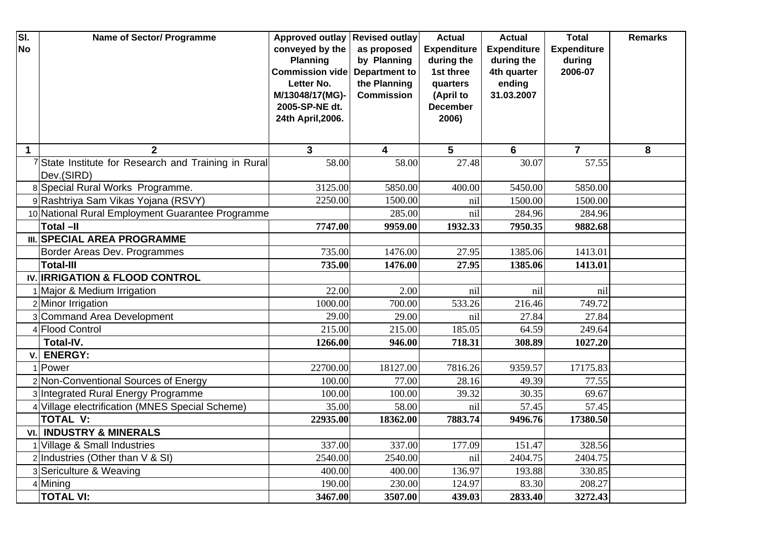| Sl. No | Name of Sector/ Programme | Approved outlay conveyed by the Planning Commission vide Letter No. M/13048/17(MG)-2005-SP-NE dt. 24th April,2006. | Revised outlay as proposed by Planning Department to the Planning Commission | Actual Expenditure during the 1st three quarters (April to December 2006) | Actual Expenditure during the 4th quarter ending 31.03.2007 | Total Expenditure during 2006-07 | Remarks |
|---|---|---|---|---|---|---|---|
| **1** | **2** | **3** | **4** | **5** | **6** | **7** | **8** |
| 7 | State Institute for Research and Training in Rural Dev.(SIRD) | 58.00 | 58.00 | 27.48 | 30.07 | 57.55 | |
| 8 | Special Rural Works Programme. | 3125.00 | 5850.00 | 400.00 | 5450.00 | 5850.00 | |
| 9 | Rashtriya Sam Vikas Yojana (RSVY) | 2250.00 | 1500.00 | nil | 1500.00 | 1500.00 | |
| 10 | National Rural Employment Guarantee Programme | | 285.00 | nil | 284.96 | 284.96 | |
| | **Total –II** | **7747.00** | **9959.00** | **1932.33** | **7950.35** | **9882.68** | |
| **III.** | **SPECIAL AREA PROGRAMME** | | | | | | |
| | Border Areas Dev. Programmes | 735.00 | 1476.00 | 27.95 | 1385.06 | 1413.01 | |
| | **Total-III** | **735.00** | **1476.00** | **27.95** | **1385.06** | **1413.01** | |
| **IV.** | **IRRIGATION & FLOOD CONTROL** | | | | | | |
| 1 | Major & Medium Irrigation | 22.00 | 2.00 | nil | nil | nil | |
| 2 | Minor Irrigation | 1000.00 | 700.00 | 533.26 | 216.46 | 749.72 | |
| 3 | Command Area Development | 29.00 | 29.00 | nil | 27.84 | 27.84 | |
| 4 | Flood Control | 215.00 | 215.00 | 185.05 | 64.59 | 249.64 | |
| | **Total-IV.** | **1266.00** | **946.00** | **718.31** | **308.89** | **1027.20** | |
| **V.** | **ENERGY:** | | | | | | |
| 1 | Power | 22700.00 | 18127.00 | 7816.26 | 9359.57 | 17175.83 | |
| 2 | Non-Conventional Sources of Energy | 100.00 | 77.00 | 28.16 | 49.39 | 77.55 | |
| 3 | Integrated Rural Energy Programme | 100.00 | 100.00 | 39.32 | 30.35 | 69.67 | |
| 4 | Village electrification (MNES Special Scheme) | 35.00 | 58.00 | nil | 57.45 | 57.45 | |
| | **TOTAL V:** | **22935.00** | **18362.00** | **7883.74** | **9496.76** | **17380.50** | |
| **VI.** | **INDUSTRY & MINERALS** | | | | | | |
| 1 | Village & Small Industries | 337.00 | 337.00 | 177.09 | 151.47 | 328.56 | |
| 2 | Industries (Other than V & SI) | 2540.00 | 2540.00 | nil | 2404.75 | 2404.75 | |
| 3 | Sericulture & Weaving | 400.00 | 400.00 | 136.97 | 193.88 | 330.85 | |
| 4 | Mining | 190.00 | 230.00 | 124.97 | 83.30 | 208.27 | |
| | **TOTAL VI:** | **3467.00** | **3507.00** | **439.03** | **2833.40** | **3272.43** | |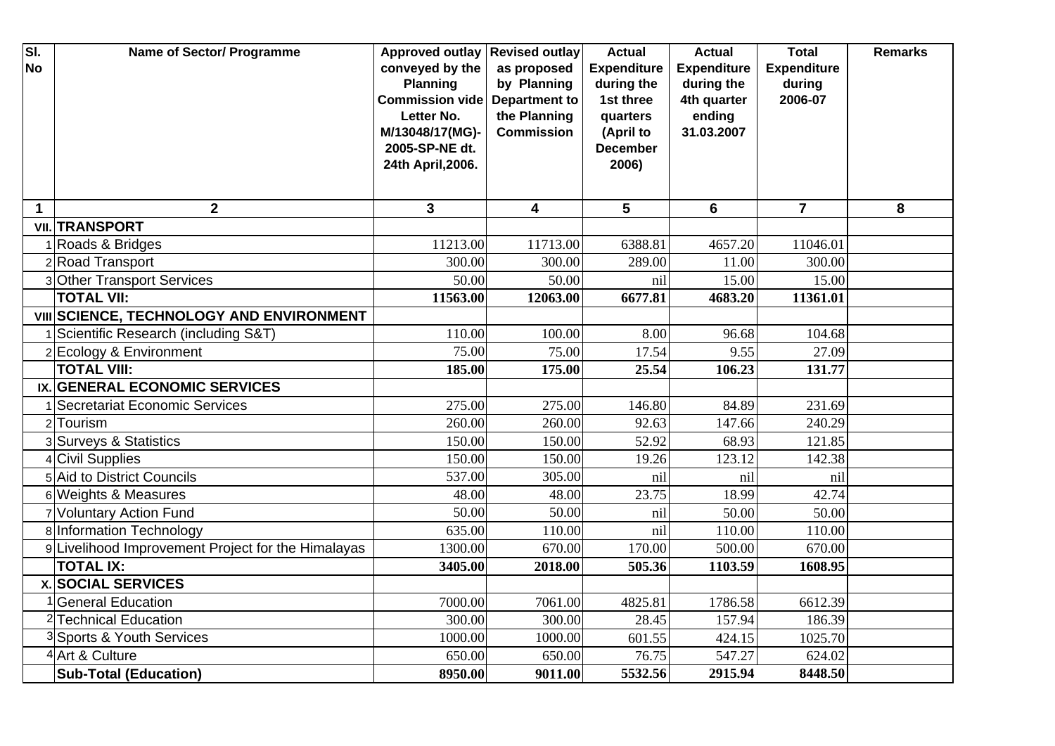| Sl. No | Name of Sector/ Programme | Approved outlay conveyed by the Planning Commission vide Letter No. M/13048/17(MG)-2005-SP-NE dt. 24th April,2006. | Revised outlay as proposed by Planning Department to the Planning Commission | Actual Expenditure during the 1st three quarters (April to December 2006) | Actual Expenditure during the 4th quarter ending 31.03.2007 | Total Expenditure during 2006-07 | Remarks |
|---|---|---|---|---|---|---|---|
| 1 | 2 | 3 | 4 | 5 | 6 | 7 | 8 |
| VII. | **TRANSPORT** | | | | | | |
| 1 | Roads & Bridges | 11213.00 | 11713.00 | 6388.81 | 4657.20 | 11046.01 | |
| 2 | Road Transport | 300.00 | 300.00 | 289.00 | 11.00 | 300.00 | |
| 3 | Other Transport Services | 50.00 | 50.00 | nil | 15.00 | 15.00 | |
| | **TOTAL VII:** | **11563.00** | **12063.00** | **6677.81** | **4683.20** | **11361.01** | |
| VIII | **SCIENCE, TECHNOLOGY AND ENVIRONMENT** | | | | | | |
| 1 | Scientific Research (including S&T) | 110.00 | 100.00 | 8.00 | 96.68 | 104.68 | |
| 2 | Ecology & Environment | 75.00 | 75.00 | 17.54 | 9.55 | 27.09 | |
| | **TOTAL VIII:** | **185.00** | **175.00** | **25.54** | **106.23** | **131.77** | |
| IX. | **GENERAL ECONOMIC SERVICES** | | | | | | |
| 1 | Secretariat Economic Services | 275.00 | 275.00 | 146.80 | 84.89 | 231.69 | |
| 2 | Tourism | 260.00 | 260.00 | 92.63 | 147.66 | 240.29 | |
| 3 | Surveys & Statistics | 150.00 | 150.00 | 52.92 | 68.93 | 121.85 | |
| 4 | Civil Supplies | 150.00 | 150.00 | 19.26 | 123.12 | 142.38 | |
| 5 | Aid to District Councils | 537.00 | 305.00 | nil | nil | nil | |
| 6 | Weights & Measures | 48.00 | 48.00 | 23.75 | 18.99 | 42.74 | |
| 7 | Voluntary Action Fund | 50.00 | 50.00 | nil | 50.00 | 50.00 | |
| 8 | Information Technology | 635.00 | 110.00 | nil | 110.00 | 110.00 | |
| 9 | Livelihood Improvement Project for the Himalayas | 1300.00 | 670.00 | 170.00 | 500.00 | 670.00 | |
| | **TOTAL IX:** | **3405.00** | **2018.00** | **505.36** | **1103.59** | **1608.95** | |
| X. | **SOCIAL SERVICES** | | | | | | |
| 1 | General Education | 7000.00 | 7061.00 | 4825.81 | 1786.58 | 6612.39 | |
| 2 | Technical Education | 300.00 | 300.00 | 28.45 | 157.94 | 186.39 | |
| 3 | Sports & Youth Services | 1000.00 | 1000.00 | 601.55 | 424.15 | 1025.70 | |
| 4 | Art & Culture | 650.00 | 650.00 | 76.75 | 547.27 | 624.02 | |
| | **Sub-Total (Education)** | **8950.00** | **9011.00** | **5532.56** | **2915.94** | **8448.50** | |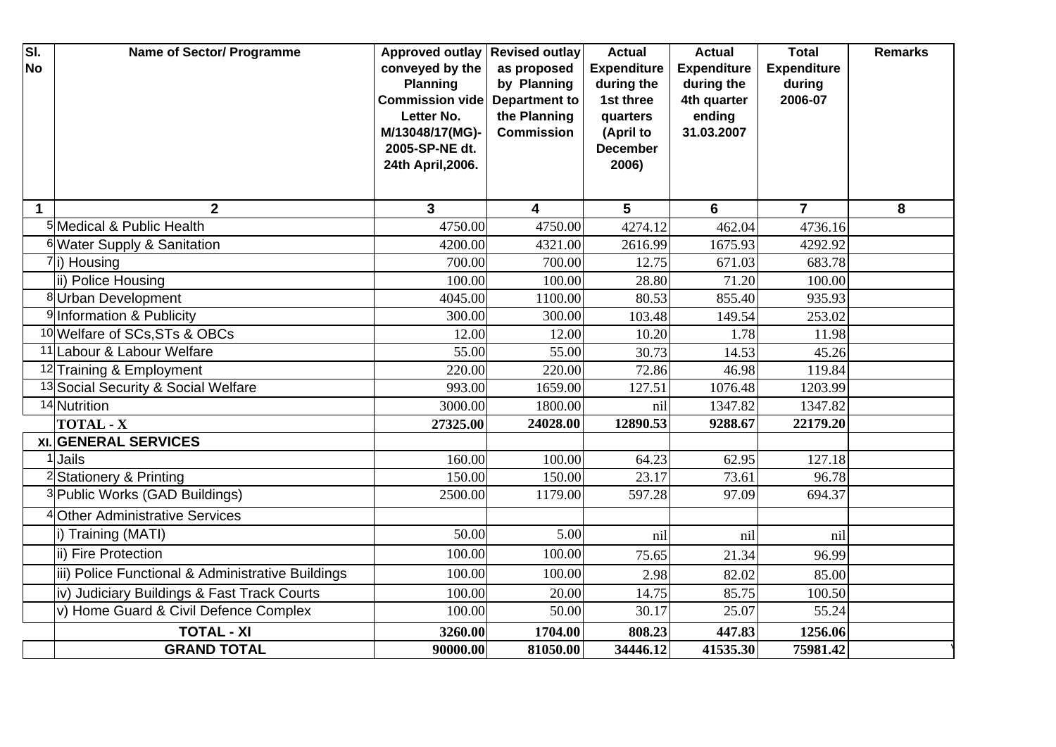| Sl. No | Name of Sector/ Programme | Approved outlay conveyed by the Planning Commission vide Letter No. M/13048/17(MG)-2005-SP-NE dt. 24th April,2006. | Revised outlay as proposed by Planning Department to the Planning Commission | Actual Expenditure during the 1st three quarters (April to December 2006) | Actual Expenditure during the 4th quarter ending 31.03.2007 | Total Expenditure during 2006-07 | Remarks |
|---|---|---|---|---|---|---|---|
| 1 | 2 | 3 | 4 | 5 | 6 | 7 | 8 |
| 5 | Medical & Public Health | 4750.00 | 4750.00 | 4274.12 | 462.04 | 4736.16 | |
| 6 | Water Supply & Sanitation | 4200.00 | 4321.00 | 2616.99 | 1675.93 | 4292.92 | |
| 7 | i) Housing | 700.00 | 700.00 | 12.75 | 671.03 | 683.78 | |
| | ii) Police Housing | 100.00 | 100.00 | 28.80 | 71.20 | 100.00 | |
| 8 | Urban Development | 4045.00 | 1100.00 | 80.53 | 855.40 | 935.93 | |
| 9 | Information & Publicity | 300.00 | 300.00 | 103.48 | 149.54 | 253.02 | |
| 10 | Welfare of SCs,STs & OBCs | 12.00 | 12.00 | 10.20 | 1.78 | 11.98 | |
| 11 | Labour & Labour Welfare | 55.00 | 55.00 | 30.73 | 14.53 | 45.26 | |
| 12 | Training & Employment | 220.00 | 220.00 | 72.86 | 46.98 | 119.84 | |
| 13 | Social Security & Social Welfare | 993.00 | 1659.00 | 127.51 | 1076.48 | 1203.99 | |
| 14 | Nutrition | 3000.00 | 1800.00 | nil | 1347.82 | 1347.82 | |
| | **TOTAL - X** | **27325.00** | **24028.00** | **12890.53** | **9288.67** | **22179.20** | |
| XI. | **GENERAL SERVICES** | | | | | | |
| 1 | Jails | 160.00 | 100.00 | 64.23 | 62.95 | 127.18 | |
| 2 | Stationery & Printing | 150.00 | 150.00 | 23.17 | 73.61 | 96.78 | |
| 3 | Public Works (GAD Buildings) | 2500.00 | 1179.00 | 597.28 | 97.09 | 694.37 | |
| 4 | Other Administrative Services | | | | | | |
| | i) Training (MATI) | 50.00 | 5.00 | nil | nil | nil | |
| | ii) Fire Protection | 100.00 | 100.00 | 75.65 | 21.34 | 96.99 | |
| | iii) Police Functional & Administrative Buildings | 100.00 | 100.00 | 2.98 | 82.02 | 85.00 | |
| | iv) Judiciary Buildings & Fast Track Courts | 100.00 | 20.00 | 14.75 | 85.75 | 100.50 | |
| | v) Home Guard & Civil Defence Complex | 100.00 | 50.00 | 30.17 | 25.07 | 55.24 | |
| | **TOTAL - XI** | **3260.00** | **1704.00** | **808.23** | **447.83** | **1256.06** | |
| | **GRAND TOTAL** | **90000.00** | **81050.00** | **34446.12** | **41535.30** | **75981.42** | |